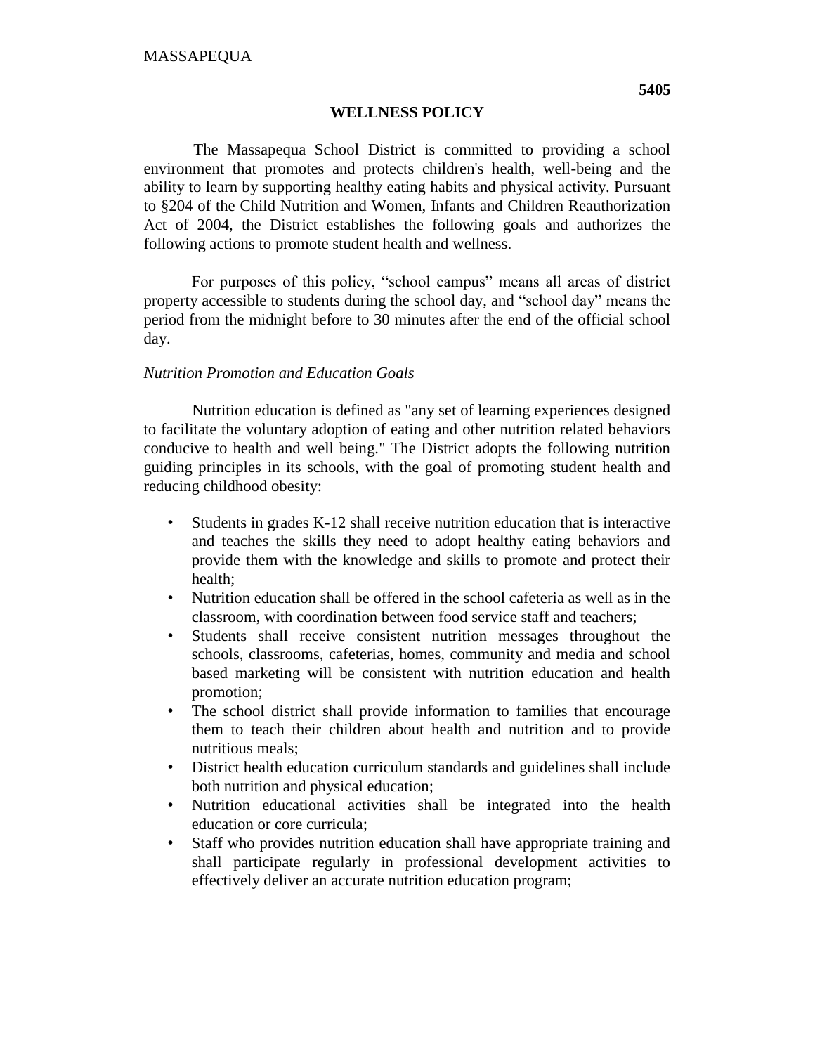MASSAPEQUA

**5405**

## WELLNESS POLICY

The Massapequa School District is committed to providing a school environment that promotes and protects children's health, well-being and the ability to learn by supporting healthy eating habits and physical activity. Pursuant to §204 of the Child Nutrition and Women, Infants and Children Reauthorization Act of 2004, the District establishes the following goals and authorizes the following actions to promote student health and wellness.

For purposes of this policy, "school campus" means all areas of district property accessible to students during the school day, and "school day" means the period from the midnight before to 30 minutes after the end of the official school day.

*Nutrition Promotion and Education Goals*

Nutrition education is defined as "any set of learning experiences designed to facilitate the voluntary adoption of eating and other nutrition related behaviors conducive to health and well being." The District adopts the following nutrition guiding principles in its schools, with the goal of promoting student health and reducing childhood obesity:

- Students in grades K-12 shall receive nutrition education that is interactive and teaches the skills they need to adopt healthy eating behaviors and provide them with the knowledge and skills to promote and protect their health;
- Nutrition education shall be offered in the school cafeteria as well as in the classroom, with coordination between food service staff and teachers;
- Students shall receive consistent nutrition messages throughout the schools, classrooms, cafeterias, homes, community and media and school based marketing will be consistent with nutrition education and health promotion;
- The school district shall provide information to families that encourage them to teach their children about health and nutrition and to provide nutritious meals;
- District health education curriculum standards and guidelines shall include both nutrition and physical education;
- Nutrition educational activities shall be integrated into the health education or core curricula;
- Staff who provides nutrition education shall have appropriate training and shall participate regularly in professional development activities to effectively deliver an accurate nutrition education program;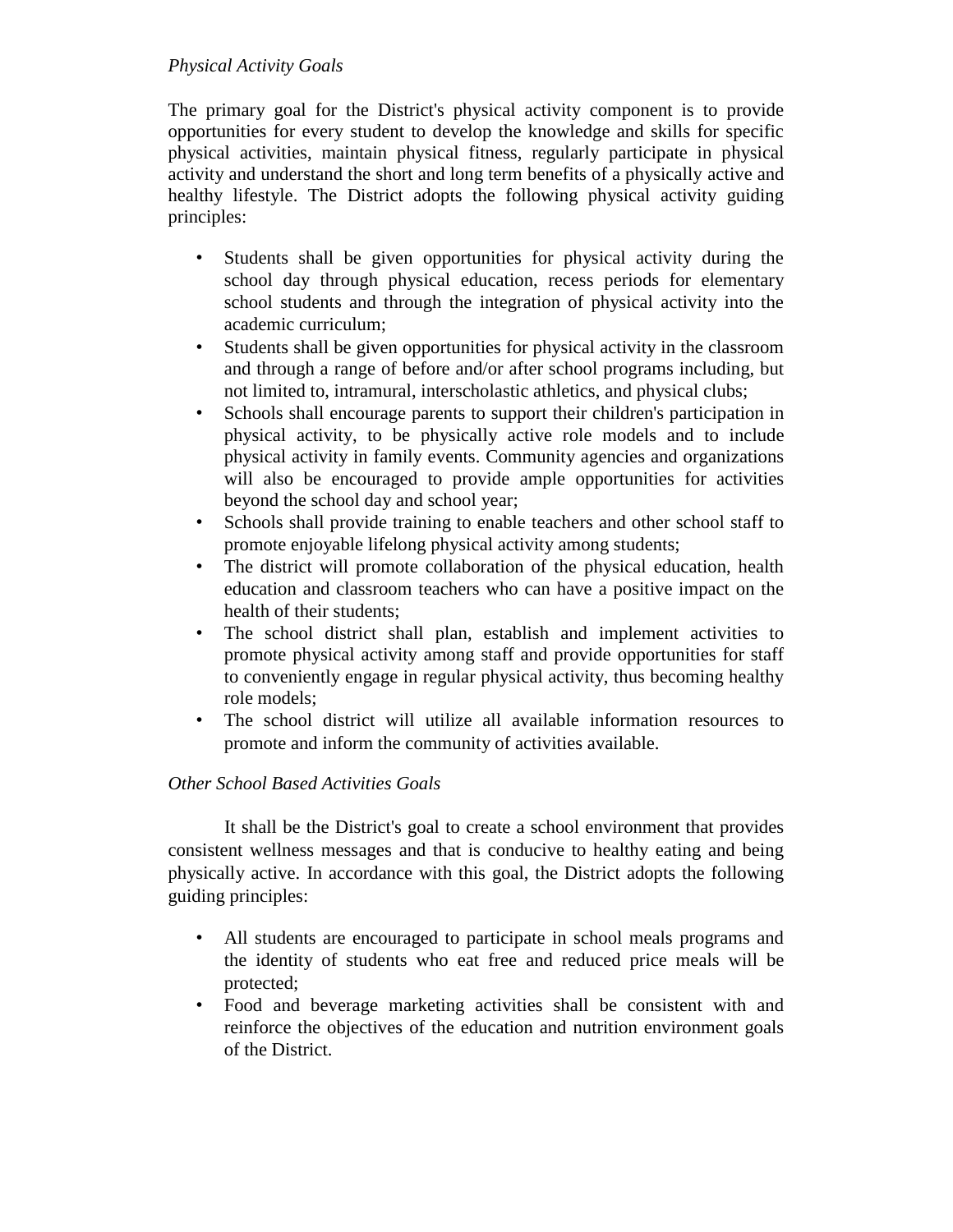*Physical Activity Goals*

The primary goal for the District's physical activity component is to provide opportunities for every student to develop the knowledge and skills for specific physical activities, maintain physical fitness, regularly participate in physical activity and understand the short and long term benefits of a physically active and healthy lifestyle. The District adopts the following physical activity guiding principles:

- Students shall be given opportunities for physical activity during the school day through physical education, recess periods for elementary school students and through the integration of physical activity into the academic curriculum;
- Students shall be given opportunities for physical activity in the classroom and through a range of before and/or after school programs including, but not limited to, intramural, interscholastic athletics, and physical clubs;
- Schools shall encourage parents to support their children's participation in physical activity, to be physically active role models and to include physical activity in family events. Community agencies and organizations will also be encouraged to provide ample opportunities for activities beyond the school day and school year;
- Schools shall provide training to enable teachers and other school staff to promote enjoyable lifelong physical activity among students;
- The district will promote collaboration of the physical education, health education and classroom teachers who can have a positive impact on the health of their students;
- The school district shall plan, establish and implement activities to promote physical activity among staff and provide opportunities for staff to conveniently engage in regular physical activity, thus becoming healthy role models;
- The school district will utilize all available information resources to promote and inform the community of activities available.

*Other School Based Activities Goals*

It shall be the District's goal to create a school environment that provides consistent wellness messages and that is conducive to healthy eating and being physically active. In accordance with this goal, the District adopts the following guiding principles:

- All students are encouraged to participate in school meals programs and the identity of students who eat free and reduced price meals will be protected;
- Food and beverage marketing activities shall be consistent with and reinforce the objectives of the education and nutrition environment goals of the District.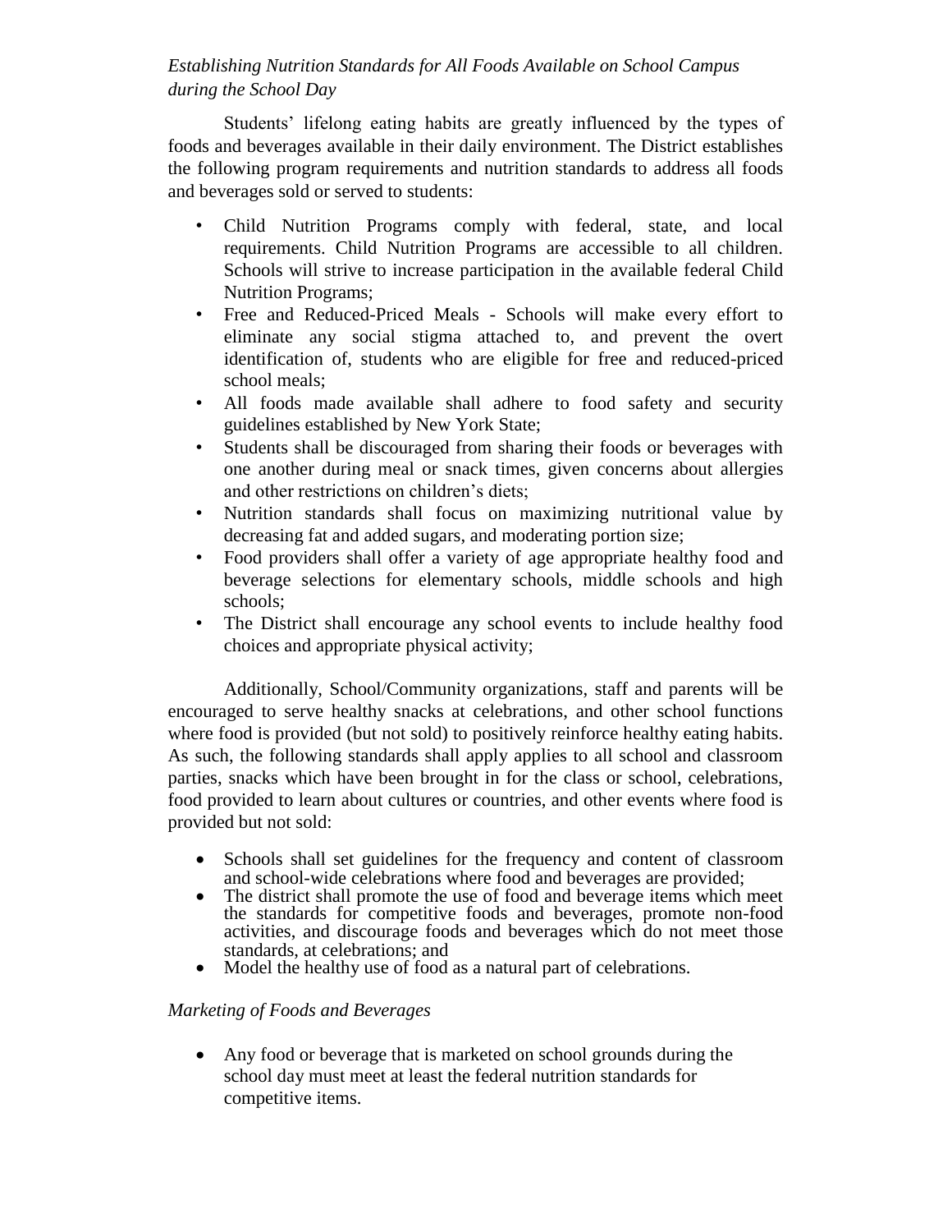*Establishing Nutrition Standards for All Foods Available on School Campus during the School Day*

Students' lifelong eating habits are greatly influenced by the types of foods and beverages available in their daily environment. The District establishes the following program requirements and nutrition standards to address all foods and beverages sold or served to students:

- Child Nutrition Programs comply with federal, state, and local requirements. Child Nutrition Programs are accessible to all children. Schools will strive to increase participation in the available federal Child Nutrition Programs;
- Free and Reduced-Priced Meals - Schools will make every effort to eliminate any social stigma attached to, and prevent the overt identification of, students who are eligible for free and reduced-priced school meals;
- All foods made available shall adhere to food safety and security guidelines established by New York State;
- Students shall be discouraged from sharing their foods or beverages with one another during meal or snack times, given concerns about allergies and other restrictions on children's diets;
- Nutrition standards shall focus on maximizing nutritional value by decreasing fat and added sugars, and moderating portion size;
- Food providers shall offer a variety of age appropriate healthy food and beverage selections for elementary schools, middle schools and high schools;
- The District shall encourage any school events to include healthy food choices and appropriate physical activity;

Additionally, School/Community organizations, staff and parents will be encouraged to serve healthy snacks at celebrations, and other school functions where food is provided (but not sold) to positively reinforce healthy eating habits. As such, the following standards shall apply applies to all school and classroom parties, snacks which have been brought in for the class or school, celebrations, food provided to learn about cultures or countries, and other events where food is provided but not sold:

- Schools shall set guidelines for the frequency and content of classroom and school-wide celebrations where food and beverages are provided;
- The district shall promote the use of food and beverage items which meet the standards for competitive foods and beverages, promote non-food activities, and discourage foods and beverages which do not meet those standards, at celebrations; and
- Model the healthy use of food as a natural part of celebrations.

*Marketing of Foods and Beverages*

- Any food or beverage that is marketed on school grounds during the school day must meet at least the federal nutrition standards for competitive items.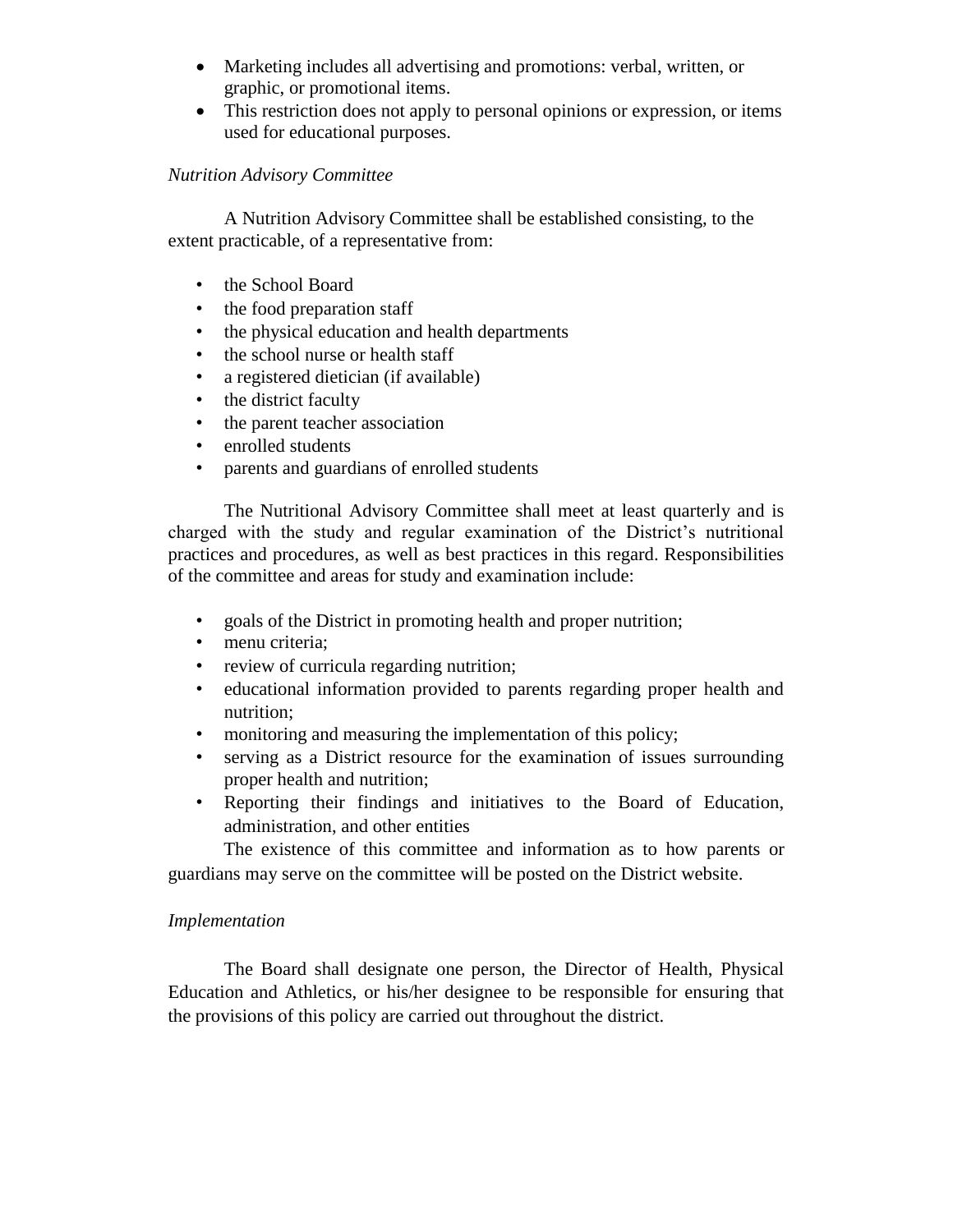- Marketing includes all advertising and promotions: verbal, written, or graphic, or promotional items.
- This restriction does not apply to personal opinions or expression, or items used for educational purposes.

*Nutrition Advisory Committee*

A Nutrition Advisory Committee shall be established consisting, to the extent practicable, of a representative from:

- the School Board
- the food preparation staff
- the physical education and health departments
- the school nurse or health staff
- a registered dietician (if available)
- the district faculty
- the parent teacher association
- enrolled students
- parents and guardians of enrolled students

The Nutritional Advisory Committee shall meet at least quarterly and is charged with the study and regular examination of the District's nutritional practices and procedures, as well as best practices in this regard. Responsibilities of the committee and areas for study and examination include:

- goals of the District in promoting health and proper nutrition;
- menu criteria;
- review of curricula regarding nutrition;
- educational information provided to parents regarding proper health and nutrition;
- monitoring and measuring the implementation of this policy;
- serving as a District resource for the examination of issues surrounding proper health and nutrition;
- Reporting their findings and initiatives to the Board of Education, administration, and other entities

The existence of this committee and information as to how parents or guardians may serve on the committee will be posted on the District website.

*Implementation*

The Board shall designate one person, the Director of Health, Physical Education and Athletics, or his/her designee to be responsible for ensuring that the provisions of this policy are carried out throughout the district.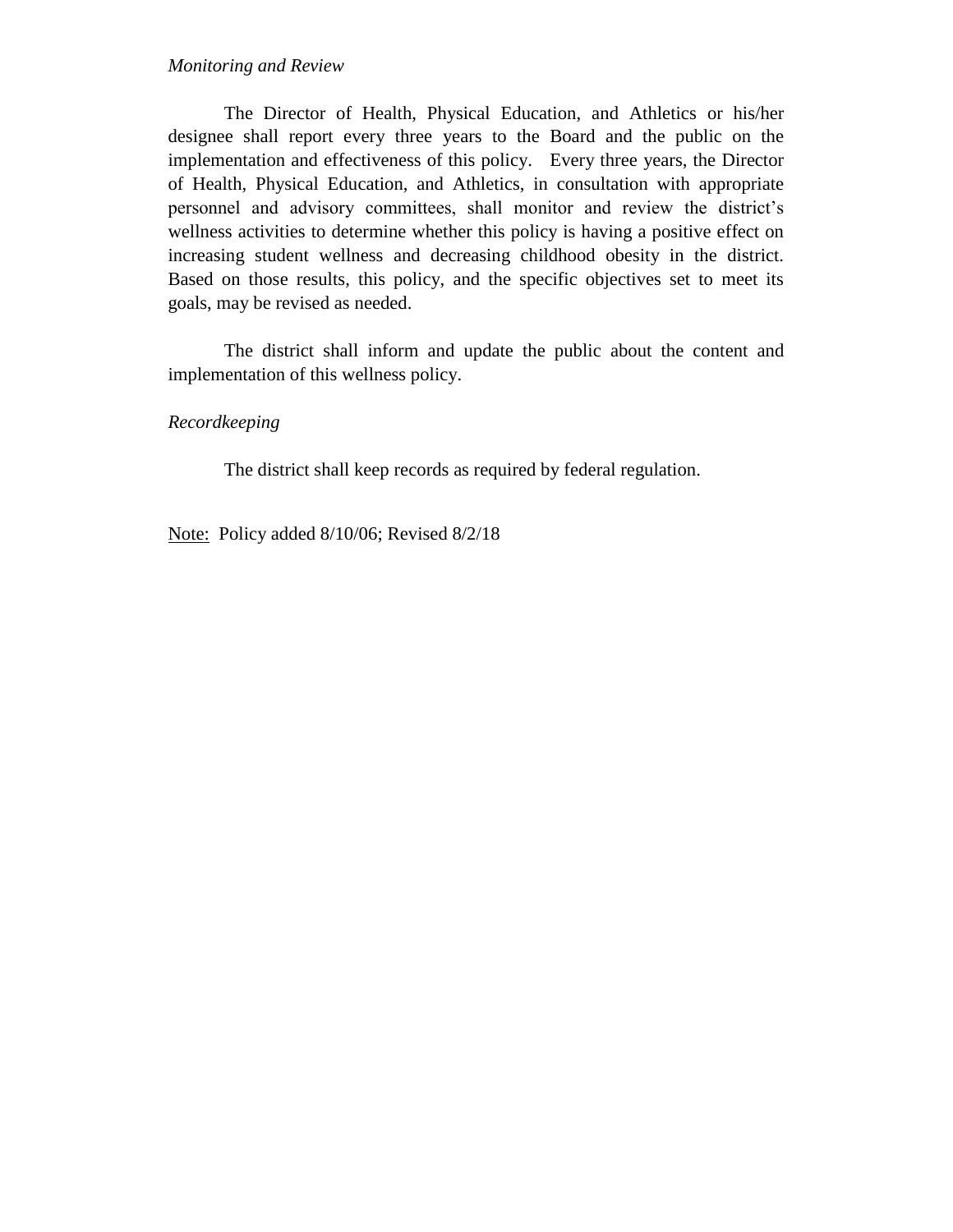*Monitoring and Review*

The Director of Health, Physical Education, and Athletics or his/her designee shall report every three years to the Board and the public on the implementation and effectiveness of this policy. Every three years, the Director of Health, Physical Education, and Athletics, in consultation with appropriate personnel and advisory committees, shall monitor and review the district's wellness activities to determine whether this policy is having a positive effect on increasing student wellness and decreasing childhood obesity in the district. Based on those results, this policy, and the specific objectives set to meet its goals, may be revised as needed.

The district shall inform and update the public about the content and implementation of this wellness policy.

*Recordkeeping*

The district shall keep records as required by federal regulation.

Note: Policy added 8/10/06; Revised 8/2/18